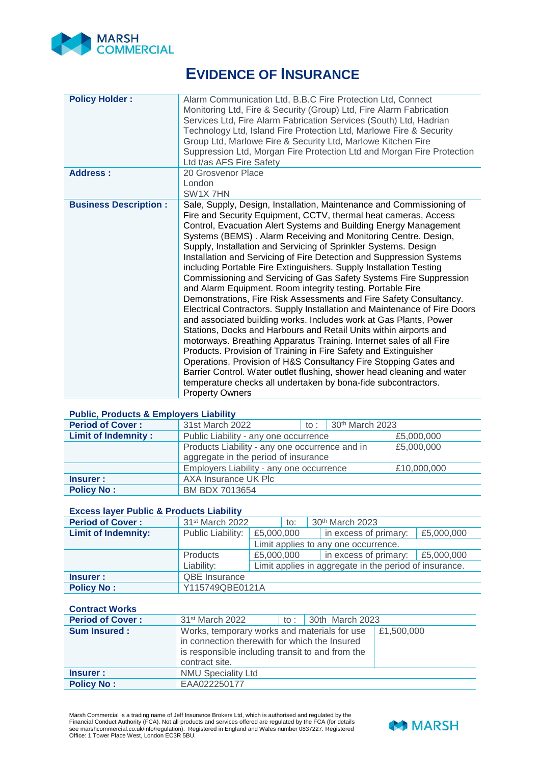# EVIDENCE OF INSURANCE

| | |
|---|---|
| **Policy Holder :** | Alarm Communication Ltd, B.B.C Fire Protection Ltd, Connect Monitoring Ltd, Fire & Security (Group) Ltd, Fire Alarm Fabrication Services Ltd, Fire Alarm Fabrication Services (South) Ltd, Hadrian Technology Ltd, Island Fire Protection Ltd, Marlowe Fire & Security Group Ltd, Marlowe Fire & Security Ltd, Marlowe Kitchen Fire Suppression Ltd, Morgan Fire Protection Ltd and Morgan Fire Protection Ltd t/as AFS Fire Safety |
| **Address :** | 20 Grosvenor Place<br>London<br>SW1X 7HN |
| **Business Description :** | Sale, Supply, Design, Installation, Maintenance and Commissioning of Fire and Security Equipment, CCTV, thermal heat cameras, Access Control, Evacuation Alert Systems and Building Energy Management Systems (BEMS) . Alarm Receiving and Monitoring Centre. Design, Supply, Installation and Servicing of Sprinkler Systems. Design Installation and Servicing of Fire Detection and Suppression Systems including Portable Fire Extinguishers. Supply Installation Testing Commissioning and Servicing of Gas Safety Systems Fire Suppression and Alarm Equipment. Room integrity testing. Portable Fire Demonstrations, Fire Risk Assessments and Fire Safety Consultancy. Electrical Contractors. Supply Installation and Maintenance of Fire Doors and associated building works. Includes work at Gas Plants, Power Stations, Docks and Harbours and Retail Units within airports and motorways. Breathing Apparatus Training. Internet sales of all Fire Products. Provision of Training in Fire Safety and Extinguisher Operations. Provision of H&S Consultancy Fire Stopping Gates and Barrier Control. Water outlet flushing, shower head cleaning and water temperature checks all undertaken by bona-fide subcontractors.<br>Property Owners |

### Public, Products & Employers Liability

| | | | | |
|---|---|---|---|---|
| **Period of Cover :** | 31st March 2022 | to : | 30th March 2023 | |
| **Limit of Indemnity :** | Public Liability - any one occurrence | | | £5,000,000 |
| | Products Liability - any one occurrence and in aggregate in the period of insurance | | | £5,000,000 |
| | Employers Liability - any one occurrence | | | £10,000,000 |
| **Insurer :** | AXA Insurance UK Plc | | | |
| **Policy No :** | BM BDX 7013654 | | | |

### Excess layer Public & Products Liability

| | | | | |
|---|---|---|---|---|
| **Period of Cover :** | 31st March 2022 | to: | 30th March 2023 | |
| **Limit of Indemnity:** | Public Liability: | £5,000,000 | in excess of primary: | £5,000,000 |
| | | Limit applies to any one occurrence. | | |
| | Products Liability: | £5,000,000 | in excess of primary: | £5,000,000 |
| | | Limit applies in aggregate in the period of insurance. | | |
| **Insurer :** | QBE Insurance | | | |
| **Policy No :** | Y115749QBE0121A | | | |

### Contract Works

| | | | |
|---|---|---|---|
| **Period of Cover :** | 31st March 2022 | to : | 30th March 2023 |
| **Sum Insured :** | Works, temporary works and materials for use in connection therewith for which the Insured is responsible including transit to and from the contract site. | | £1,500,000 |
| **Insurer :** | NMU Speciality Ltd | | |
| **Policy No :** | EAA022250177 | | |

Marsh Commercial is a trading name of Jelf Insurance Brokers Ltd, which is authorised and regulated by the Financial Conduct Authority (FCA). Not all products and services offered are regulated by the FCA (for details see marshcommercial.co.uk/info/regulation). Registered in England and Wales number 0837227. Registered Office: 1 Tower Place West, London EC3R 5BU.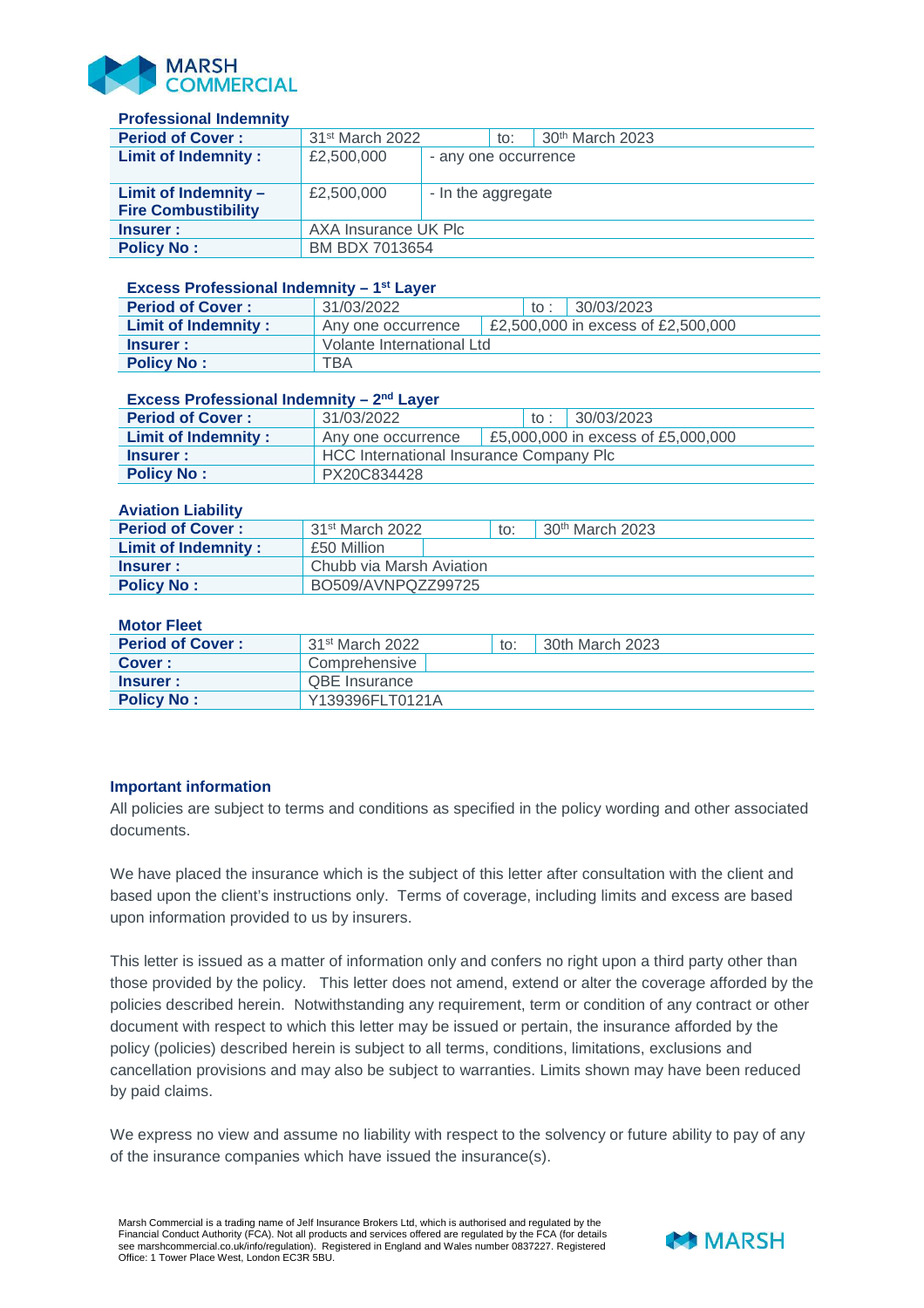**Professional Indemnity**

| **Period of Cover :** | 31st March 2022 | | to: | 30th March 2023 |
|---|---|---|---|---|
| **Limit of Indemnity :** | £2,500,000 | - any one occurrence | | |
| **Limit of Indemnity – Fire Combustibility** | £2,500,000 | - In the aggregate | | |
| **Insurer :** | AXA Insurance UK Plc | | | |
| **Policy No :** | BM BDX 7013654 | | | |

**Excess Professional Indemnity – 1st Layer**

| **Period of Cover :** | 31/03/2022 | to : | 30/03/2023 |
|---|---|---|---|
| **Limit of Indemnity :** | Any one occurrence | £2,500,000 in excess of £2,500,000 | |
| **Insurer :** | Volante International Ltd | | |
| **Policy No :** | TBA | | |

**Excess Professional Indemnity – 2nd Layer**

| **Period of Cover :** | 31/03/2022 | to : | 30/03/2023 |
|---|---|---|---|
| **Limit of Indemnity :** | Any one occurrence | £5,000,000 in excess of £5,000,000 | |
| **Insurer :** | HCC International Insurance Company Plc | | |
| **Policy No :** | PX20C834428 | | |

**Aviation Liability**

| **Period of Cover :** | 31st March 2022 | to: | 30th March 2023 |
|---|---|---|---|
| **Limit of Indemnity :** | £50 Million | | |
| **Insurer :** | Chubb via Marsh Aviation | | |
| **Policy No :** | BO509/AVNPQZZ99725 | | |

**Motor Fleet**

| **Period of Cover :** | 31st March 2022 | to: | 30th March 2023 |
|---|---|---|---|
| **Cover :** | Comprehensive | | |
| **Insurer :** | QBE Insurance | | |
| **Policy No :** | Y139396FLT0121A | | |

**Important information**

All policies are subject to terms and conditions as specified in the policy wording and other associated documents.

We have placed the insurance which is the subject of this letter after consultation with the client and based upon the client's instructions only. Terms of coverage, including limits and excess are based upon information provided to us by insurers.

This letter is issued as a matter of information only and confers no right upon a third party other than those provided by the policy. This letter does not amend, extend or alter the coverage afforded by the policies described herein. Notwithstanding any requirement, term or condition of any contract or other document with respect to which this letter may be issued or pertain, the insurance afforded by the policy (policies) described herein is subject to all terms, conditions, limitations, exclusions and cancellation provisions and may also be subject to warranties. Limits shown may have been reduced by paid claims.

We express no view and assume no liability with respect to the solvency or future ability to pay of any of the insurance companies which have issued the insurance(s).

Marsh Commercial is a trading name of Jelf Insurance Brokers Ltd, which is authorised and regulated by the Financial Conduct Authority (FCA). Not all products and services offered are regulated by the FCA (for details see marshcommercial.co.uk/info/regulation). Registered in England and Wales number 0837227. Registered Office: 1 Tower Place West, London EC3R 5BU.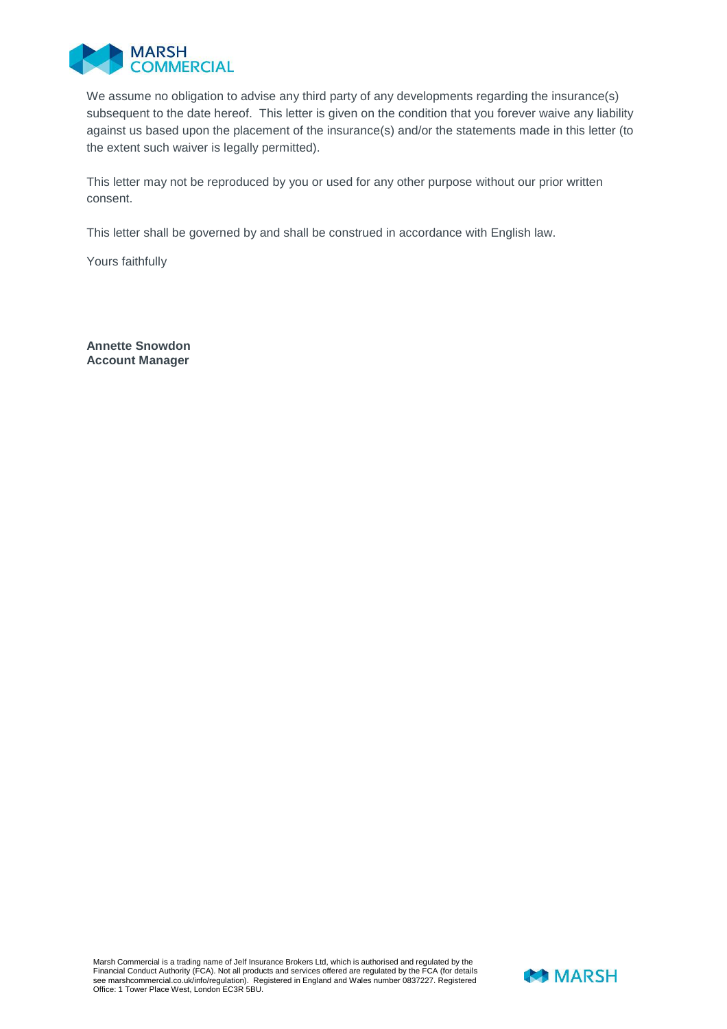We assume no obligation to advise any third party of any developments regarding the insurance(s) subsequent to the date hereof. This letter is given on the condition that you forever waive any liability against us based upon the placement of the insurance(s) and/or the statements made in this letter (to the extent such waiver is legally permitted).

This letter may not be reproduced by you or used for any other purpose without our prior written consent.

This letter shall be governed by and shall be construed in accordance with English law.

Yours faithfully

**Annette Snowdon**
**Account Manager**

Marsh Commercial is a trading name of Jelf Insurance Brokers Ltd, which is authorised and regulated by the Financial Conduct Authority (FCA). Not all products and services offered are regulated by the FCA (for details see marshcommercial.co.uk/info/regulation). Registered in England and Wales number 0837227. Registered Office: 1 Tower Place West, London EC3R 5BU.